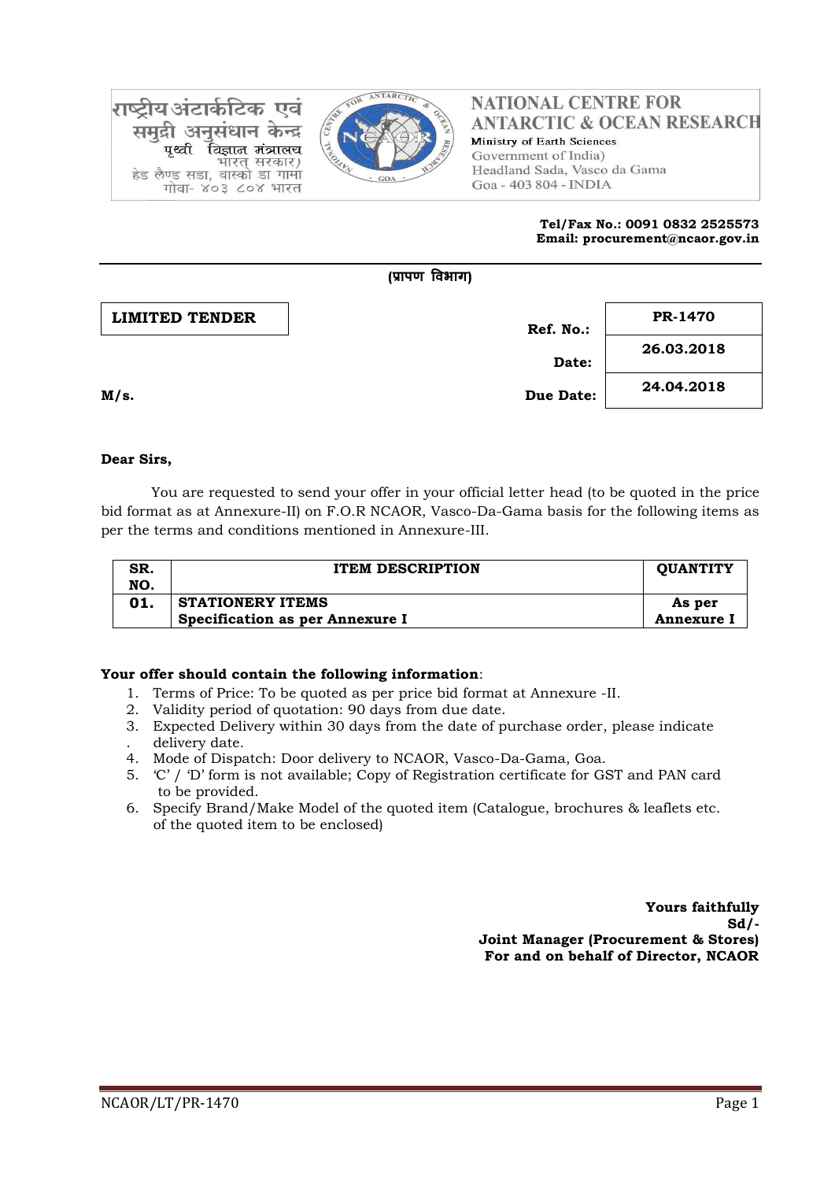राष्ट्रीय अंटार्कटिक एवं समुद्री अनुसंधान केन्द्र
पृथ्वी विज्ञान मंत्रालय
भारत सरकार)
हेड लैण्ड सडा, वास्को डा गामा
गोवा- ४०३ ८०४ भारत

**NATIONAL CENTRE FOR ANTARCTIC & OCEAN RESEARCH**
Ministry of Earth Sciences
Government of India)
Headland Sada, Vasco da Gama
Goa - 403 804 - INDIA

**Tel/Fax No.: 0091 0832 2525573**
**Email: procurement@ncaor.gov.in**

**(प्रापण विभाग)**

**LIMITED TENDER**

| | |
|---|---|
| **Ref. No.:** | **PR-1470** |
| **Date:** | **26.03.2018** |
| **Due Date:** | **24.04.2018** |

**M/s.**

**Dear Sirs,**

You are requested to send your offer in your official letter head (to be quoted in the price bid format as at Annexure-II) on F.O.R NCAOR, Vasco-Da-Gama basis for the following items as per the terms and conditions mentioned in Annexure-III.

| SR. NO. | ITEM DESCRIPTION | QUANTITY |
|---|---|---|
| **01.** | **STATIONERY ITEMS**<br>**Specification as per Annexure I** | **As per Annexure I** |

**Your offer should contain the following information**:

1. Terms of Price: To be quoted as per price bid format at Annexure -II.
2. Validity period of quotation: 90 days from due date.
3. Expected Delivery within 30 days from the date of purchase order, please indicate delivery date.
4. Mode of Dispatch: Door delivery to NCAOR, Vasco-Da-Gama, Goa.
5. 'C' / 'D' form is not available; Copy of Registration certificate for GST and PAN card to be provided.
6. Specify Brand/Make Model of the quoted item (Catalogue, brochures & leaflets etc. of the quoted item to be enclosed)

**Yours faithfully**
**Sd/-**
**Joint Manager (Procurement & Stores)**
**For and on behalf of Director, NCAOR**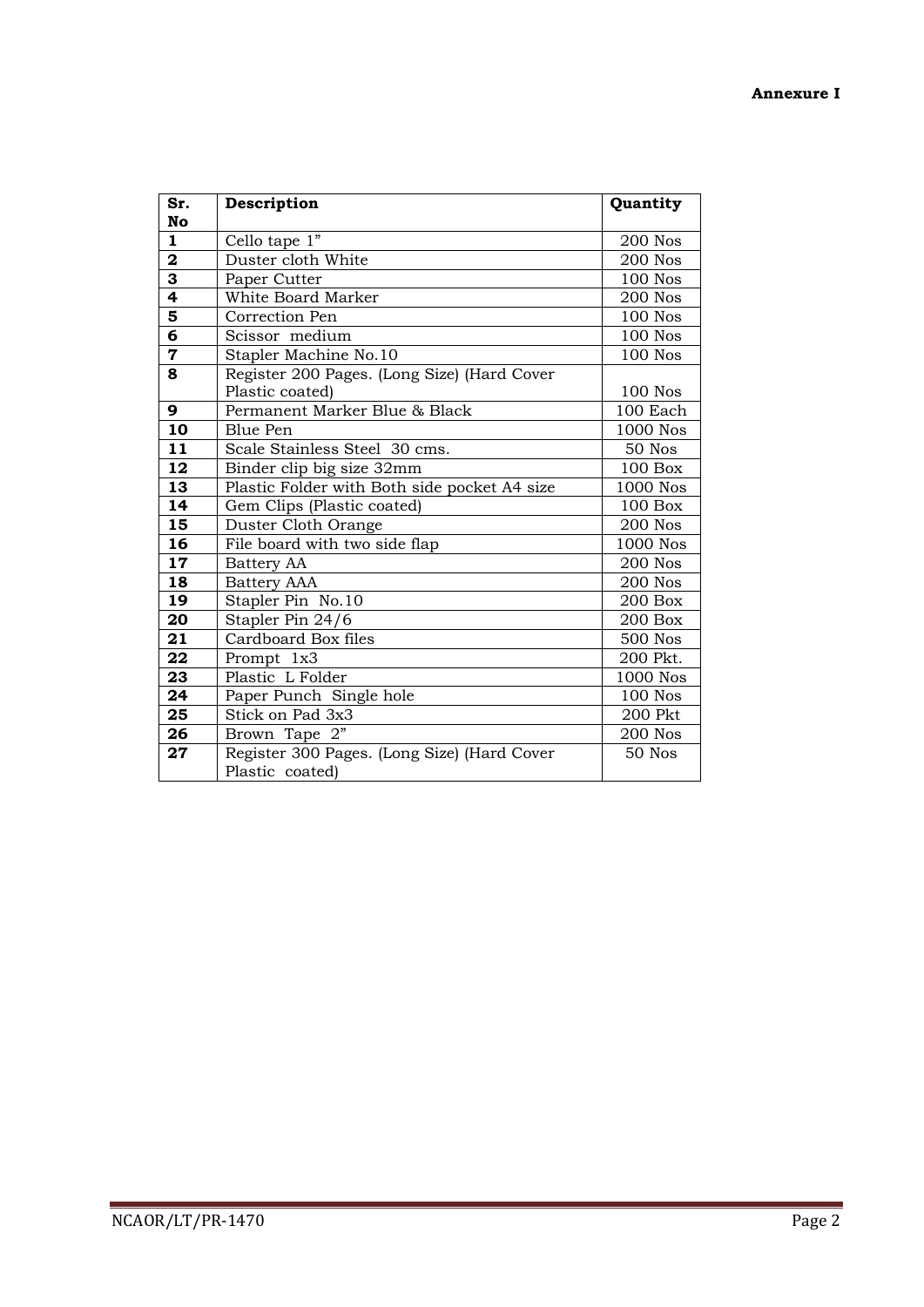**Annexure I**

| Sr. No | Description | Quantity |
|---|---|---|
| 1 | Cello tape 1” | 200 Nos |
| 2 | Duster cloth White | 200 Nos |
| 3 | Paper Cutter | 100 Nos |
| 4 | White Board Marker | 200 Nos |
| 5 | Correction Pen | 100 Nos |
| 6 | Scissor medium | 100 Nos |
| 7 | Stapler Machine No.10 | 100 Nos |
| 8 | Register 200 Pages. (Long Size) (Hard Cover Plastic coated) | 100 Nos |
| 9 | Permanent Marker Blue & Black | 100 Each |
| 10 | Blue Pen | 1000 Nos |
| 11 | Scale Stainless Steel 30 cms. | 50 Nos |
| 12 | Binder clip big size 32mm | 100 Box |
| 13 | Plastic Folder with Both side pocket A4 size | 1000 Nos |
| 14 | Gem Clips (Plastic coated) | 100 Box |
| 15 | Duster Cloth Orange | 200 Nos |
| 16 | File board with two side flap | 1000 Nos |
| 17 | Battery AA | 200 Nos |
| 18 | Battery AAA | 200 Nos |
| 19 | Stapler Pin No.10 | 200 Box |
| 20 | Stapler Pin 24/6 | 200 Box |
| 21 | Cardboard Box files | 500 Nos |
| 22 | Prompt 1x3 | 200 Pkt. |
| 23 | Plastic L Folder | 1000 Nos |
| 24 | Paper Punch Single hole | 100 Nos |
| 25 | Stick on Pad 3x3 | 200 Pkt |
| 26 | Brown Tape 2” | 200 Nos |
| 27 | Register 300 Pages. (Long Size) (Hard Cover Plastic coated) | 50 Nos |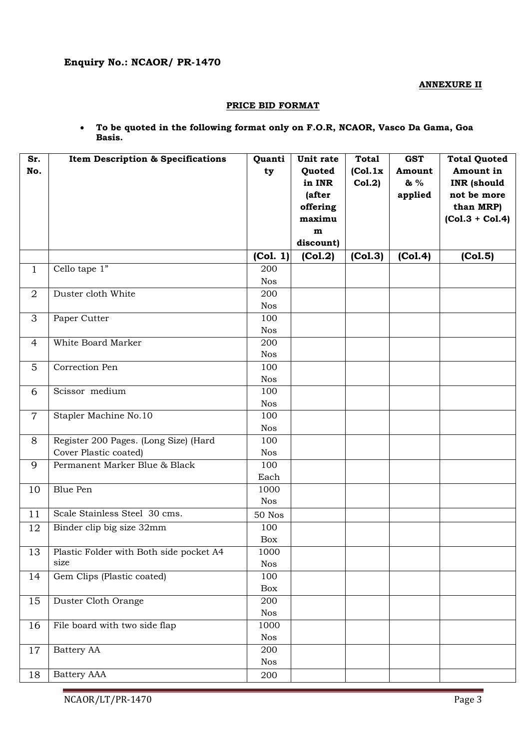**Enquiry No.: NCAOR/ PR-1470**

**ANNEXURE II**

**PRICE BID FORMAT**

- **To be quoted in the following format only on F.O.R, NCAOR, Vasco Da Gama, Goa Basis.**

| Sr. No. | Item Description & Specifications | Quantity | Unit rate Quoted in INR (after offering maximum discount) | Total (Col.1x Col.2) | GST Amount & % applied | Total Quoted Amount in INR (should not be more than MRP) (Col.3 + Col.4) |
|---|---|---|---|---|---|---|
| | | **(Col. 1)** | **(Col.2)** | **(Col.3)** | **(Col.4)** | **(Col.5)** |
| 1 | Cello tape 1" | 200 Nos | | | | |
| 2 | Duster cloth White | 200 Nos | | | | |
| 3 | Paper Cutter | 100 Nos | | | | |
| 4 | White Board Marker | 200 Nos | | | | |
| 5 | Correction Pen | 100 Nos | | | | |
| 6 | Scissor medium | 100 Nos | | | | |
| 7 | Stapler Machine No.10 | 100 Nos | | | | |
| 8 | Register 200 Pages. (Long Size) (Hard Cover Plastic coated) | 100 Nos | | | | |
| 9 | Permanent Marker Blue & Black | 100 Each | | | | |
| 10 | Blue Pen | 1000 Nos | | | | |
| 11 | Scale Stainless Steel 30 cms. | 50 Nos | | | | |
| 12 | Binder clip big size 32mm | 100 Box | | | | |
| 13 | Plastic Folder with Both side pocket A4 size | 1000 Nos | | | | |
| 14 | Gem Clips (Plastic coated) | 100 Box | | | | |
| 15 | Duster Cloth Orange | 200 Nos | | | | |
| 16 | File board with two side flap | 1000 Nos | | | | |
| 17 | Battery AA | 200 Nos | | | | |
| 18 | Battery AAA | 200 | | | | |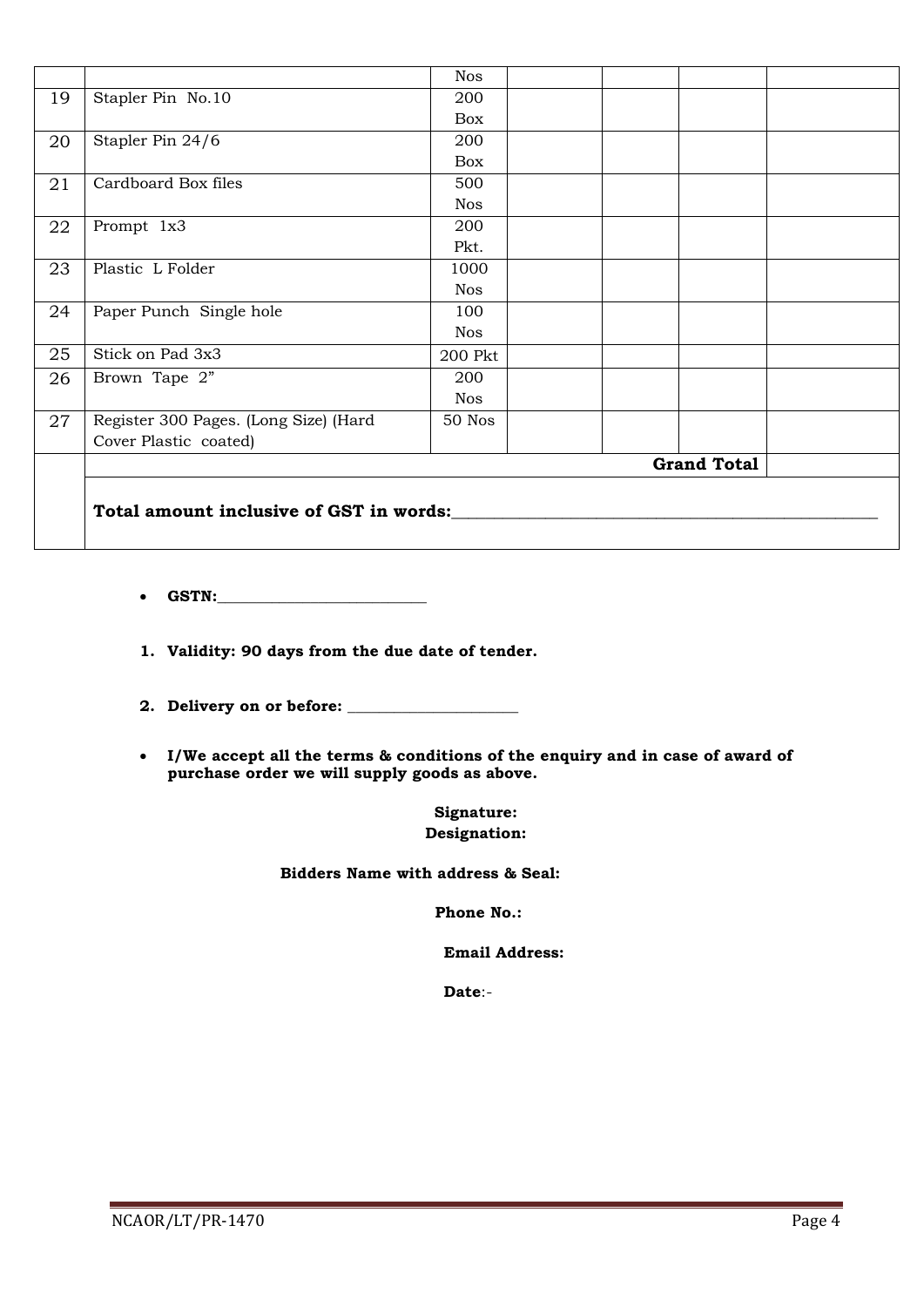| | | Nos | | | | |
|---|---|---|---|---|---|---|
| 19 | Stapler Pin No.10 | 200 Box | | | | |
| 20 | Stapler Pin 24/6 | 200 Box | | | | |
| 21 | Cardboard Box files | 500 Nos | | | | |
| 22 | Prompt 1x3 | 200 Pkt. | | | | |
| 23 | Plastic L Folder | 1000 Nos | | | | |
| 24 | Paper Punch Single hole | 100 Nos | | | | |
| 25 | Stick on Pad 3x3 | 200 Pkt | | | | |
| 26 | Brown Tape 2" | 200 Nos | | | | |
| 27 | Register 300 Pages. (Long Size) (Hard Cover Plastic coated) | 50 Nos | | | | |
| | | | | | **Grand Total** | |
| | **Total amount inclusive of GST in words:**________________________ | | | | | |

- **GSTN:**___________________________

1. **Validity: 90 days from the due date of tender.**
2. **Delivery on or before:** ______________________

- **I/We accept all the terms & conditions of the enquiry and in case of award of purchase order we will supply goods as above.**

**Signature:**
**Designation:**

**Bidders Name with address & Seal:**

**Phone No.:**

**Email Address:**

**Date**:-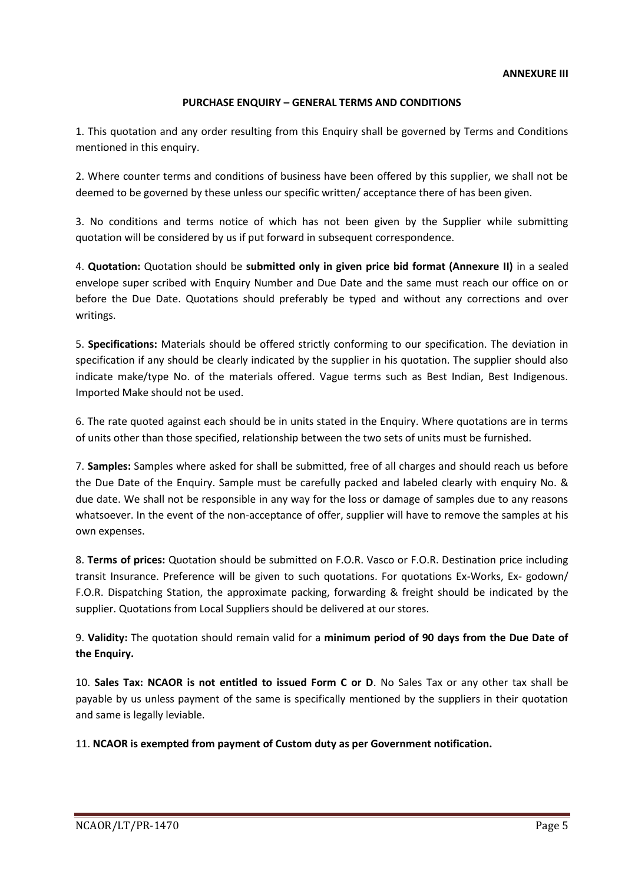**ANNEXURE III**

**PURCHASE ENQUIRY – GENERAL TERMS AND CONDITIONS**

1. This quotation and any order resulting from this Enquiry shall be governed by Terms and Conditions mentioned in this enquiry.

2. Where counter terms and conditions of business have been offered by this supplier, we shall not be deemed to be governed by these unless our specific written/ acceptance there of has been given.

3. No conditions and terms notice of which has not been given by the Supplier while submitting quotation will be considered by us if put forward in subsequent correspondence.

4. **Quotation:** Quotation should be **submitted only in given price bid format (Annexure II)** in a sealed envelope super scribed with Enquiry Number and Due Date and the same must reach our office on or before the Due Date. Quotations should preferably be typed and without any corrections and over writings.

5. **Specifications:** Materials should be offered strictly conforming to our specification. The deviation in specification if any should be clearly indicated by the supplier in his quotation. The supplier should also indicate make/type No. of the materials offered. Vague terms such as Best Indian, Best Indigenous. Imported Make should not be used.

6. The rate quoted against each should be in units stated in the Enquiry. Where quotations are in terms of units other than those specified, relationship between the two sets of units must be furnished.

7. **Samples:** Samples where asked for shall be submitted, free of all charges and should reach us before the Due Date of the Enquiry. Sample must be carefully packed and labeled clearly with enquiry No. & due date. We shall not be responsible in any way for the loss or damage of samples due to any reasons whatsoever. In the event of the non-acceptance of offer, supplier will have to remove the samples at his own expenses.

8. **Terms of prices:** Quotation should be submitted on F.O.R. Vasco or F.O.R. Destination price including transit Insurance. Preference will be given to such quotations. For quotations Ex-Works, Ex- godown/ F.O.R. Dispatching Station, the approximate packing, forwarding & freight should be indicated by the supplier. Quotations from Local Suppliers should be delivered at our stores.

9. **Validity:** The quotation should remain valid for a **minimum period of 90 days from the Due Date of the Enquiry.**

10. **Sales Tax: NCAOR is not entitled to issued Form C or D**. No Sales Tax or any other tax shall be payable by us unless payment of the same is specifically mentioned by the suppliers in their quotation and same is legally leviable.

11. **NCAOR is exempted from payment of Custom duty as per Government notification.**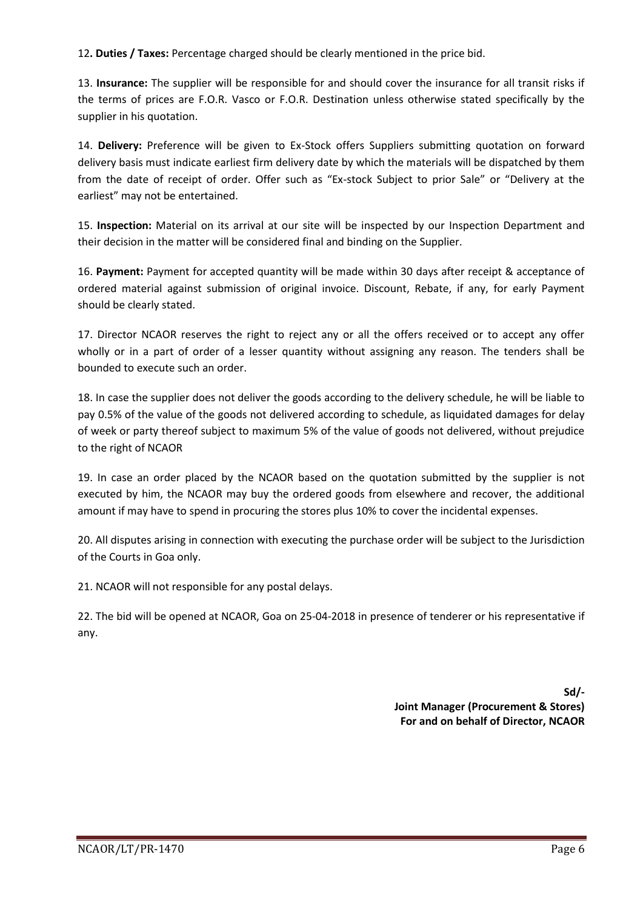12**. Duties / Taxes:** Percentage charged should be clearly mentioned in the price bid.

13. **Insurance:** The supplier will be responsible for and should cover the insurance for all transit risks if the terms of prices are F.O.R. Vasco or F.O.R. Destination unless otherwise stated specifically by the supplier in his quotation.

14. **Delivery:** Preference will be given to Ex-Stock offers Suppliers submitting quotation on forward delivery basis must indicate earliest firm delivery date by which the materials will be dispatched by them from the date of receipt of order. Offer such as "Ex-stock Subject to prior Sale" or "Delivery at the earliest" may not be entertained.

15. **Inspection:** Material on its arrival at our site will be inspected by our Inspection Department and their decision in the matter will be considered final and binding on the Supplier.

16. **Payment:** Payment for accepted quantity will be made within 30 days after receipt & acceptance of ordered material against submission of original invoice. Discount, Rebate, if any, for early Payment should be clearly stated.

17. Director NCAOR reserves the right to reject any or all the offers received or to accept any offer wholly or in a part of order of a lesser quantity without assigning any reason. The tenders shall be bounded to execute such an order.

18. In case the supplier does not deliver the goods according to the delivery schedule, he will be liable to pay 0.5% of the value of the goods not delivered according to schedule, as liquidated damages for delay of week or party thereof subject to maximum 5% of the value of goods not delivered, without prejudice to the right of NCAOR

19. In case an order placed by the NCAOR based on the quotation submitted by the supplier is not executed by him, the NCAOR may buy the ordered goods from elsewhere and recover, the additional amount if may have to spend in procuring the stores plus 10% to cover the incidental expenses.

20. All disputes arising in connection with executing the purchase order will be subject to the Jurisdiction of the Courts in Goa only.

21. NCAOR will not responsible for any postal delays.

22. The bid will be opened at NCAOR, Goa on 25-04-2018 in presence of tenderer or his representative if any.

**Sd/-**
**Joint Manager (Procurement & Stores)**
**For and on behalf of Director, NCAOR**

NCAOR/LT/PR-1470